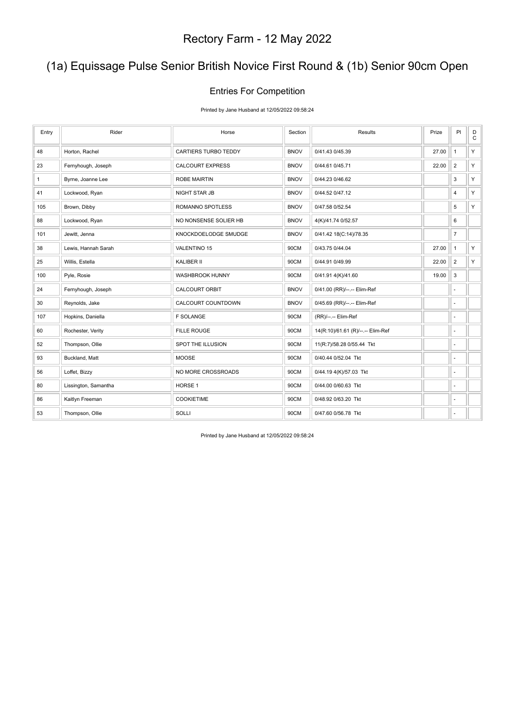# Rectory Farm - 12 May 2022

## (1a) Equissage Pulse Senior British Novice First Round & (1b) Senior 90cm Open

### Entries For Competition

Printed by Jane Husband at 12/05/2022 09:58:24

| Entry | Rider | Horse | Section | Results | Prize | Pl | DC |
|---|---|---|---|---|---|---|---|
| 48 | Horton, Rachel | CARTIERS TURBO TEDDY | BNOV | 0/41.43 0/45.39 | 27.00 | 1 | Y |
| 23 | Fernyhough, Joseph | CALCOURT EXPRESS | BNOV | 0/44.61 0/45.71 | 22.00 | 2 | Y |
| 1 | Byrne, Joanne Lee | ROBE MAIRTIN | BNOV | 0/44.23 0/46.62 | | 3 | Y |
| 41 | Lockwood, Ryan | NIGHT STAR JB | BNOV | 0/44.52 0/47.12 | | 4 | Y |
| 105 | Brown, Dibby | ROMANNO SPOTLESS | BNOV | 0/47.58 0/52.54 | | 5 | Y |
| 88 | Lockwood, Ryan | NO NONSENSE SOLIER HB | BNOV | 4(K)/41.74 0/52.57 | | 6 | |
| 101 | Jewitt, Jenna | KNOCKDOELODGE SMUDGE | BNOV | 0/41.42 18(C:14)/78.35 | | 7 | |
| 38 | Lewis, Hannah Sarah | VALENTINO 15 | 90CM | 0/43.75 0/44.04 | 27.00 | 1 | Y |
| 25 | Willis, Estella | KALIBER II | 90CM | 0/44.91 0/49.99 | 22.00 | 2 | Y |
| 100 | Pyle, Rosie | WASHBROOK HUNNY | 90CM | 0/41.91 4(K)/41.60 | 19.00 | 3 | |
| 24 | Fernyhough, Joseph | CALCOURT ORBIT | BNOV | 0/41.00 (RR)/--.-- Elim-Ref | | - | |
| 30 | Reynolds, Jake | CALCOURT COUNTDOWN | BNOV | 0/45.69 (RR)/--.-- Elim-Ref | | - | |
| 107 | Hopkins, Daniella | F SOLANGE | 90CM | (RR)/--.-- Elim-Ref | | - | |
| 60 | Rochester, Verity | FILLE ROUGE | 90CM | 14(R:10)/61.61 (R)/--.-- Elim-Ref | | - | |
| 52 | Thompson, Ollie | SPOT THE ILLUSION | 90CM | 11(R:7)/58.28 0/55.44 Tkt | | - | |
| 93 | Buckland, Matt | MOOSE | 90CM | 0/40.44 0/52.04 Tkt | | - | |
| 56 | Loffet, Bizzy | NO MORE CROSSROADS | 90CM | 0/44.19 4(K)/57.03 Tkt | | - | |
| 80 | Lissington, Samantha | HORSE 1 | 90CM | 0/44.00 0/60.63 Tkt | | - | |
| 86 | Kaitlyn Freeman | COOKIETIME | 90CM | 0/48.92 0/63.20 Tkt | | - | |
| 53 | Thompson, Ollie | SOLLI | 90CM | 0/47.60 0/56.78 Tkt | | - | |

Printed by Jane Husband at 12/05/2022 09:58:24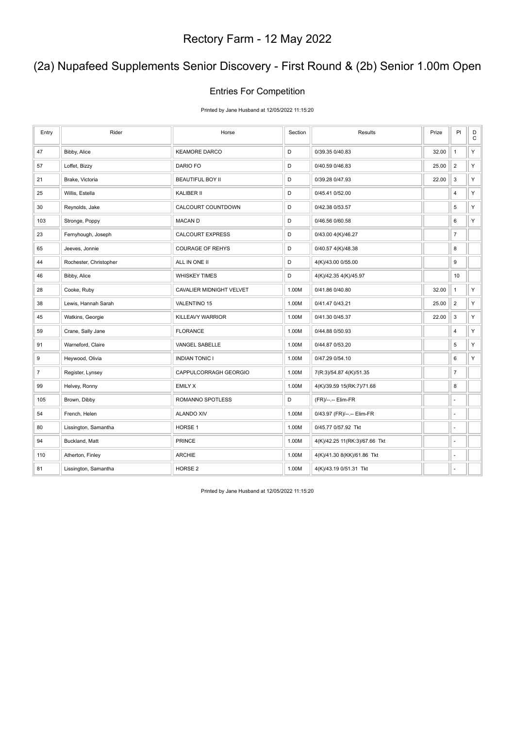# Rectory Farm - 12 May 2022

## (2a) Nupafeed Supplements Senior Discovery - First Round & (2b) Senior 1.00m Open

### Entries For Competition

Printed by Jane Husband at 12/05/2022 11:15:20

| Entry | Rider | Horse | Section | Results | Prize | Pl | DC |
|---|---|---|---|---|---|---|---|
| 47 | Bibby, Alice | KEAMORE DARCO | D | 0/39.35 0/40.83 | 32.00 | 1 | Y |
| 57 | Loffet, Bizzy | DARIO FO | D | 0/40.59 0/46.83 | 25.00 | 2 | Y |
| 21 | Brake, Victoria | BEAUTIFUL BOY II | D | 0/39.28 0/47.93 | 22.00 | 3 | Y |
| 25 | Willis, Estella | KALIBER II | D | 0/45.41 0/52.00 | | 4 | Y |
| 30 | Reynolds, Jake | CALCOURT COUNTDOWN | D | 0/42.38 0/53.57 | | 5 | Y |
| 103 | Stronge, Poppy | MACAN D | D | 0/46.56 0/60.58 | | 6 | Y |
| 23 | Fernyhough, Joseph | CALCOURT EXPRESS | D | 0/43.00 4(K)/46.27 | | 7 | |
| 65 | Jeeves, Jonnie | COURAGE OF REHYS | D | 0/40.57 4(K)/48.38 | | 8 | |
| 44 | Rochester, Christopher | ALL IN ONE II | D | 4(K)/43.00 0/55.00 | | 9 | |
| 46 | Bibby, Alice | WHISKEY TIMES | D | 4(K)/42.35 4(K)/45.97 | | 10 | |
| 28 | Cooke, Ruby | CAVALIER MIDNIGHT VELVET | 1.00M | 0/41.86 0/40.80 | 32.00 | 1 | Y |
| 38 | Lewis, Hannah Sarah | VALENTINO 15 | 1.00M | 0/41.47 0/43.21 | 25.00 | 2 | Y |
| 45 | Watkins, Georgie | KILLEAVY WARRIOR | 1.00M | 0/41.30 0/45.37 | 22.00 | 3 | Y |
| 59 | Crane, Sally Jane | FLORANCE | 1.00M | 0/44.88 0/50.93 | | 4 | Y |
| 91 | Warneford, Claire | VANGEL SABELLE | 1.00M | 0/44.87 0/53.20 | | 5 | Y |
| 9 | Heywood, Olivia | INDIAN TONIC I | 1.00M | 0/47.29 0/54.10 | | 6 | Y |
| 7 | Register, Lynsey | CAPPULCORRAGH GEORGIO | 1.00M | 7(R:3)/54.87 4(K)/51.35 | | 7 | |
| 99 | Helvey, Ronny | EMILY X | 1.00M | 4(K)/39.59 15(RK:7)/71.68 | | 8 | |
| 105 | Brown, Dibby | ROMANNO SPOTLESS | D | (FR)/--.-- Elim-FR | | - | |
| 54 | French, Helen | ALANDO XIV | 1.00M | 0/43.97 (FR)/--.-- Elim-FR | | - | |
| 80 | Lissington, Samantha | HORSE 1 | 1.00M | 0/45.77 0/57.92 Tkt | | - | |
| 94 | Buckland, Matt | PRINCE | 1.00M | 4(K)/42.25 11(RK:3)/67.66 Tkt | | - | |
| 110 | Atherton, Finley | ARCHIE | 1.00M | 4(K)/41.30 8(KK)/61.86 Tkt | | - | |
| 81 | Lissington, Samantha | HORSE 2 | 1.00M | 4(K)/43.19 0/51.31 Tkt | | - | |

Printed by Jane Husband at 12/05/2022 11:15:20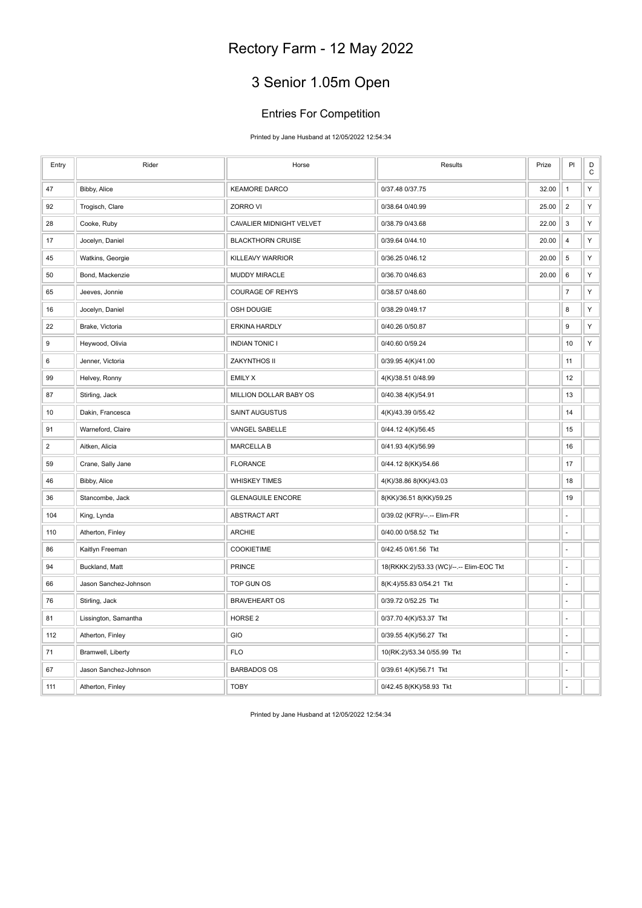# Rectory Farm - 12 May 2022

## 3 Senior 1.05m Open

### Entries For Competition

Printed by Jane Husband at 12/05/2022 12:54:34

| Entry | Rider | Horse | Results | Prize | Pl | DC |
|---|---|---|---|---|---|---|
| 47 | Bibby, Alice | KEAMORE DARCO | 0/37.48 0/37.75 | 32.00 | 1 | Y |
| 92 | Trogisch, Clare | ZORRO VI | 0/38.64 0/40.99 | 25.00 | 2 | Y |
| 28 | Cooke, Ruby | CAVALIER MIDNIGHT VELVET | 0/38.79 0/43.68 | 22.00 | 3 | Y |
| 17 | Jocelyn, Daniel | BLACKTHORN CRUISE | 0/39.64 0/44.10 | 20.00 | 4 | Y |
| 45 | Watkins, Georgie | KILLEAVY WARRIOR | 0/36.25 0/46.12 | 20.00 | 5 | Y |
| 50 | Bond, Mackenzie | MUDDY MIRACLE | 0/36.70 0/46.63 | 20.00 | 6 | Y |
| 65 | Jeeves, Jonnie | COURAGE OF REHYS | 0/38.57 0/48.60 | | 7 | Y |
| 16 | Jocelyn, Daniel | OSH DOUGIE | 0/38.29 0/49.17 | | 8 | Y |
| 22 | Brake, Victoria | ERKINA HARDLY | 0/40.26 0/50.87 | | 9 | Y |
| 9 | Heywood, Olivia | INDIAN TONIC I | 0/40.60 0/59.24 | | 10 | Y |
| 6 | Jenner, Victoria | ZAKYNTHOS II | 0/39.95 4(K)/41.00 | | 11 | |
| 99 | Helvey, Ronny | EMILY X | 4(K)/38.51 0/48.99 | | 12 | |
| 87 | Stirling, Jack | MILLION DOLLAR BABY OS | 0/40.38 4(K)/54.91 | | 13 | |
| 10 | Dakin, Francesca | SAINT AUGUSTUS | 4(K)/43.39 0/55.42 | | 14 | |
| 91 | Warneford, Claire | VANGEL SABELLE | 0/44.12 4(K)/56.45 | | 15 | |
| 2 | Aitken, Alicia | MARCELLA B | 0/41.93 4(K)/56.99 | | 16 | |
| 59 | Crane, Sally Jane | FLORANCE | 0/44.12 8(KK)/54.66 | | 17 | |
| 46 | Bibby, Alice | WHISKEY TIMES | 4(K)/38.86 8(KK)/43.03 | | 18 | |
| 36 | Stancombe, Jack | GLENAGUILE ENCORE | 8(KK)/36.51 8(KK)/59.25 | | 19 | |
| 104 | King, Lynda | ABSTRACT ART | 0/39.02 (KFR)/--.-- Elim-FR | | - | |
| 110 | Atherton, Finley | ARCHIE | 0/40.00 0/58.52 Tkt | | - | |
| 86 | Kaitlyn Freeman | COOKIETIME | 0/42.45 0/61.56 Tkt | | - | |
| 94 | Buckland, Matt | PRINCE | 18(RKKK:2)/53.33 (WC)/--.-- Elim-EOC Tkt | | - | |
| 66 | Jason Sanchez-Johnson | TOP GUN OS | 8(K:4)/55.83 0/54.21 Tkt | | - | |
| 76 | Stirling, Jack | BRAVEHEART OS | 0/39.72 0/52.25 Tkt | | - | |
| 81 | Lissington, Samantha | HORSE 2 | 0/37.70 4(K)/53.37 Tkt | | - | |
| 112 | Atherton, Finley | GIO | 0/39.55 4(K)/56.27 Tkt | | - | |
| 71 | Bramwell, Liberty | FLO | 10(RK:2)/53.34 0/55.99 Tkt | | - | |
| 67 | Jason Sanchez-Johnson | BARBADOS OS | 0/39.61 4(K)/56.71 Tkt | | - | |
| 111 | Atherton, Finley | TOBY | 0/42.45 8(KK)/58.93 Tkt | | - | |

Printed by Jane Husband at 12/05/2022 12:54:34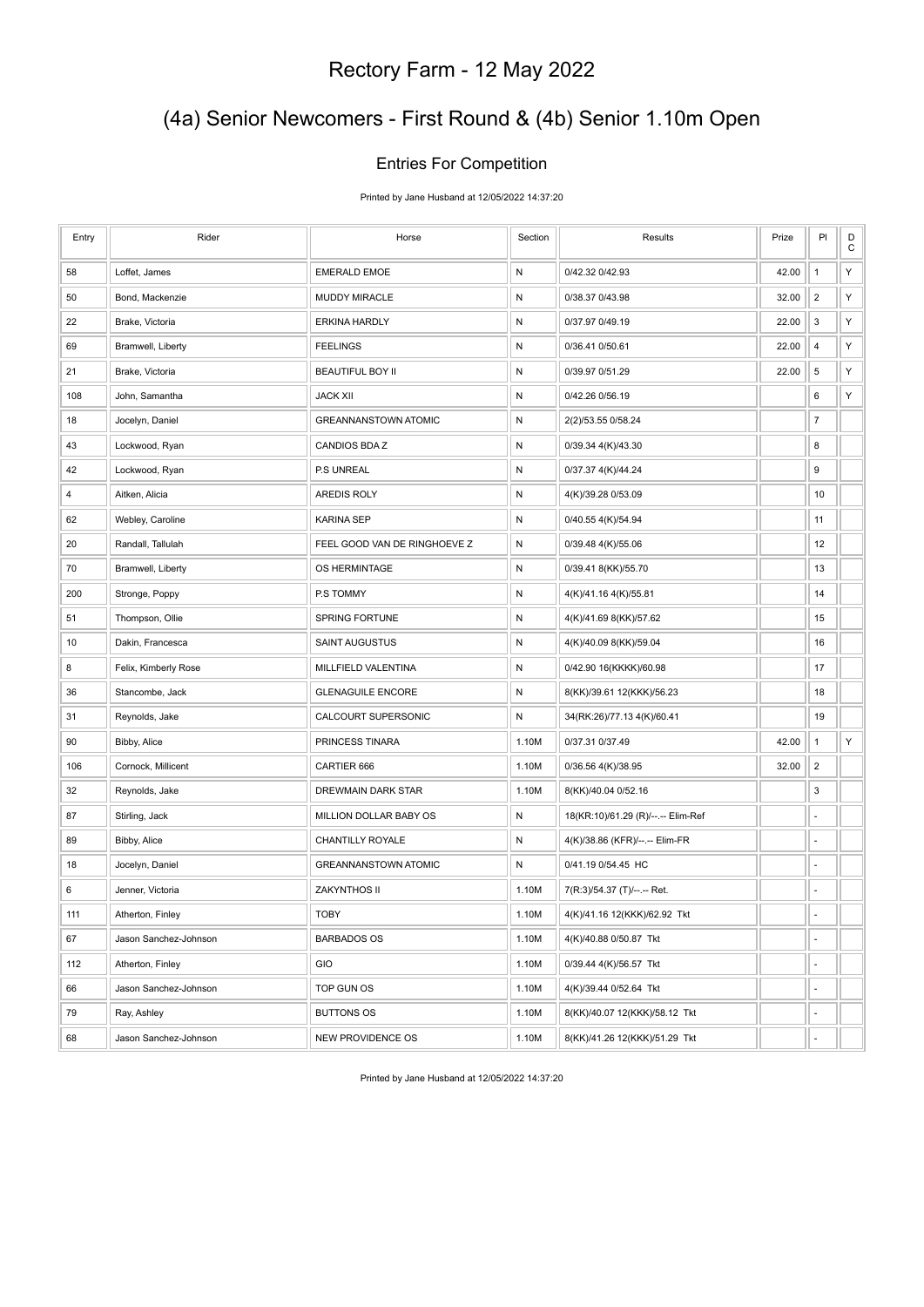# Rectory Farm - 12 May 2022

## (4a) Senior Newcomers - First Round & (4b) Senior 1.10m Open

### Entries For Competition

Printed by Jane Husband at 12/05/2022 14:37:20

| Entry | Rider | Horse | Section | Results | Prize | Pl | D C |
|---|---|---|---|---|---|---|---|
| 58 | Loffet, James | EMERALD EMOE | N | 0/42.32 0/42.93 | 42.00 | 1 | Y |
| 50 | Bond, Mackenzie | MUDDY MIRACLE | N | 0/38.37 0/43.98 | 32.00 | 2 | Y |
| 22 | Brake, Victoria | ERKINA HARDLY | N | 0/37.97 0/49.19 | 22.00 | 3 | Y |
| 69 | Bramwell, Liberty | FEELINGS | N | 0/36.41 0/50.61 | 22.00 | 4 | Y |
| 21 | Brake, Victoria | BEAUTIFUL BOY II | N | 0/39.97 0/51.29 | 22.00 | 5 | Y |
| 108 | John, Samantha | JACK XII | N | 0/42.26 0/56.19 | | 6 | Y |
| 18 | Jocelyn, Daniel | GREANNANSTOWN ATOMIC | N | 2(2)/53.55 0/58.24 | | 7 | |
| 43 | Lockwood, Ryan | CANDIOS BDA Z | N | 0/39.34 4(K)/43.30 | | 8 | |
| 42 | Lockwood, Ryan | P.S UNREAL | N | 0/37.37 4(K)/44.24 | | 9 | |
| 4 | Aitken, Alicia | AREDIS ROLY | N | 4(K)/39.28 0/53.09 | | 10 | |
| 62 | Webley, Caroline | KARINA SEP | N | 0/40.55 4(K)/54.94 | | 11 | |
| 20 | Randall, Tallulah | FEEL GOOD VAN DE RINGHOEVE Z | N | 0/39.48 4(K)/55.06 | | 12 | |
| 70 | Bramwell, Liberty | OS HERMINTAGE | N | 0/39.41 8(KK)/55.70 | | 13 | |
| 200 | Stronge, Poppy | P.S TOMMY | N | 4(K)/41.16 4(K)/55.81 | | 14 | |
| 51 | Thompson, Ollie | SPRING FORTUNE | N | 4(K)/41.69 8(KK)/57.62 | | 15 | |
| 10 | Dakin, Francesca | SAINT AUGUSTUS | N | 4(K)/40.09 8(KK)/59.04 | | 16 | |
| 8 | Felix, Kimberly Rose | MILLFIELD VALENTINA | N | 0/42.90 16(KKKK)/60.98 | | 17 | |
| 36 | Stancombe, Jack | GLENAGUILE ENCORE | N | 8(KK)/39.61 12(KKK)/56.23 | | 18 | |
| 31 | Reynolds, Jake | CALCOURT SUPERSONIC | N | 34(RK:26)/77.13 4(K)/60.41 | | 19 | |
| 90 | Bibby, Alice | PRINCESS TINARA | 1.10M | 0/37.31 0/37.49 | 42.00 | 1 | Y |
| 106 | Cornock, Millicent | CARTIER 666 | 1.10M | 0/36.56 4(K)/38.95 | 32.00 | 2 | |
| 32 | Reynolds, Jake | DREWMAIN DARK STAR | 1.10M | 8(KK)/40.04 0/52.16 | | 3 | |
| 87 | Stirling, Jack | MILLION DOLLAR BABY OS | N | 18(KR:10)/61.29 (R)/--.-- Elim-Ref | | - | |
| 89 | Bibby, Alice | CHANTILLY ROYALE | N | 4(K)/38.86 (KFR)/--.-- Elim-FR | | - | |
| 18 | Jocelyn, Daniel | GREANNANSTOWN ATOMIC | N | 0/41.19 0/54.45 HC | | - | |
| 6 | Jenner, Victoria | ZAKYNTHOS II | 1.10M | 7(R:3)/54.37 (T)/--.-- Ret. | | - | |
| 111 | Atherton, Finley | TOBY | 1.10M | 4(K)/41.16 12(KKK)/62.92 Tkt | | - | |
| 67 | Jason Sanchez-Johnson | BARBADOS OS | 1.10M | 4(K)/40.88 0/50.87 Tkt | | - | |
| 112 | Atherton, Finley | GIO | 1.10M | 0/39.44 4(K)/56.57 Tkt | | - | |
| 66 | Jason Sanchez-Johnson | TOP GUN OS | 1.10M | 4(K)/39.44 0/52.64 Tkt | | - | |
| 79 | Ray, Ashley | BUTTONS OS | 1.10M | 8(KK)/40.07 12(KKK)/58.12 Tkt | | - | |
| 68 | Jason Sanchez-Johnson | NEW PROVIDENCE OS | 1.10M | 8(KK)/41.26 12(KKK)/51.29 Tkt | | - | |

Printed by Jane Husband at 12/05/2022 14:37:20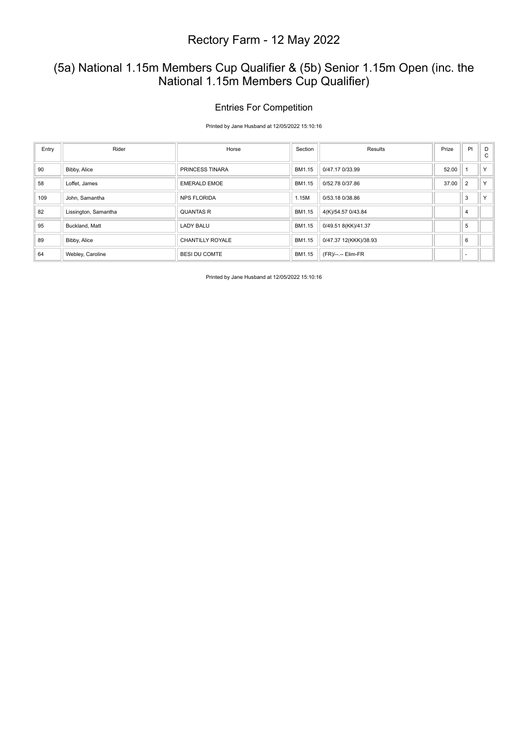# Rectory Farm - 12 May 2022

## (5a) National 1.15m Members Cup Qualifier & (5b) Senior 1.15m Open (inc. the National 1.15m Members Cup Qualifier)

### Entries For Competition

Printed by Jane Husband at 12/05/2022 15:10:16

| Entry | Rider | Horse | Section | Results | Prize | Pl | D C |
|---|---|---|---|---|---|---|---|
| 90 | Bibby, Alice | PRINCESS TINARA | BM1.15 | 0/47.17 0/33.99 | 52.00 | 1 | Y |
| 58 | Loffet, James | EMERALD EMOE | BM1.15 | 0/52.78 0/37.86 | 37.00 | 2 | Y |
| 109 | John, Samantha | NPS FLORIDA | 1.15M | 0/53.18 0/38.86 | | 3 | Y |
| 82 | Lissington, Samantha | QUANTAS R | BM1.15 | 4(K)/54.57 0/43.84 | | 4 | |
| 95 | Buckland, Matt | LADY BALU | BM1.15 | 0/49.51 8(KK)/41.37 | | 5 | |
| 89 | Bibby, Alice | CHANTILLY ROYALE | BM1.15 | 0/47.37 12(KKK)/38.93 | | 6 | |
| 64 | Webley, Caroline | BESI DU COMTE | BM1.15 | (FR)/--.-- Elim-FR | | - | |

Printed by Jane Husband at 12/05/2022 15:10:16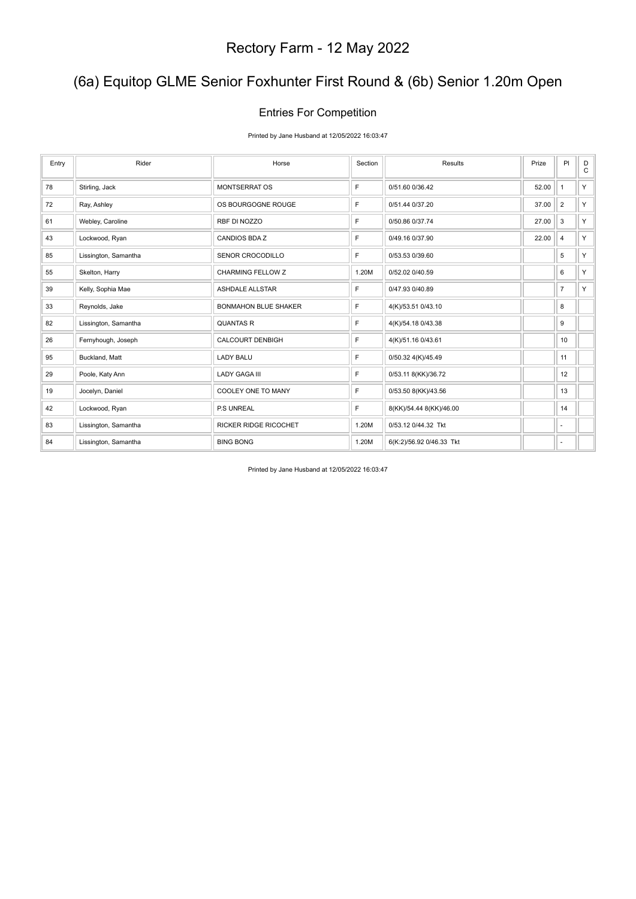# Rectory Farm - 12 May 2022

## (6a) Equitop GLME Senior Foxhunter First Round & (6b) Senior 1.20m Open

### Entries For Competition

Printed by Jane Husband at 12/05/2022 16:03:47

| Entry | Rider | Horse | Section | Results | Prize | Pl | D C |
|---|---|---|---|---|---|---|---|
| 78 | Stirling, Jack | MONTSERRAT OS | F | 0/51.60 0/36.42 | 52.00 | 1 | Y |
| 72 | Ray, Ashley | OS BOURGOGNE ROUGE | F | 0/51.44 0/37.20 | 37.00 | 2 | Y |
| 61 | Webley, Caroline | RBF DI NOZZO | F | 0/50.86 0/37.74 | 27.00 | 3 | Y |
| 43 | Lockwood, Ryan | CANDIOS BDA Z | F | 0/49.16 0/37.90 | 22.00 | 4 | Y |
| 85 | Lissington, Samantha | SENOR CROCODILLO | F | 0/53.53 0/39.60 | | 5 | Y |
| 55 | Skelton, Harry | CHARMING FELLOW Z | 1.20M | 0/52.02 0/40.59 | | 6 | Y |
| 39 | Kelly, Sophia Mae | ASHDALE ALLSTAR | F | 0/47.93 0/40.89 | | 7 | Y |
| 33 | Reynolds, Jake | BONMAHON BLUE SHAKER | F | 4(K)/53.51 0/43.10 | | 8 | |
| 82 | Lissington, Samantha | QUANTAS R | F | 4(K)/54.18 0/43.38 | | 9 | |
| 26 | Fernyhough, Joseph | CALCOURT DENBIGH | F | 4(K)/51.16 0/43.61 | | 10 | |
| 95 | Buckland, Matt | LADY BALU | F | 0/50.32 4(K)/45.49 | | 11 | |
| 29 | Poole, Katy Ann | LADY GAGA III | F | 0/53.11 8(KK)/36.72 | | 12 | |
| 19 | Jocelyn, Daniel | COOLEY ONE TO MANY | F | 0/53.50 8(KK)/43.56 | | 13 | |
| 42 | Lockwood, Ryan | P.S UNREAL | F | 8(KK)/54.44 8(KK)/46.00 | | 14 | |
| 83 | Lissington, Samantha | RICKER RIDGE RICOCHET | 1.20M | 0/53.12 0/44.32 Tkt | | - | |
| 84 | Lissington, Samantha | BING BONG | 1.20M | 6(K:2)/56.92 0/46.33 Tkt | | - | |

Printed by Jane Husband at 12/05/2022 16:03:47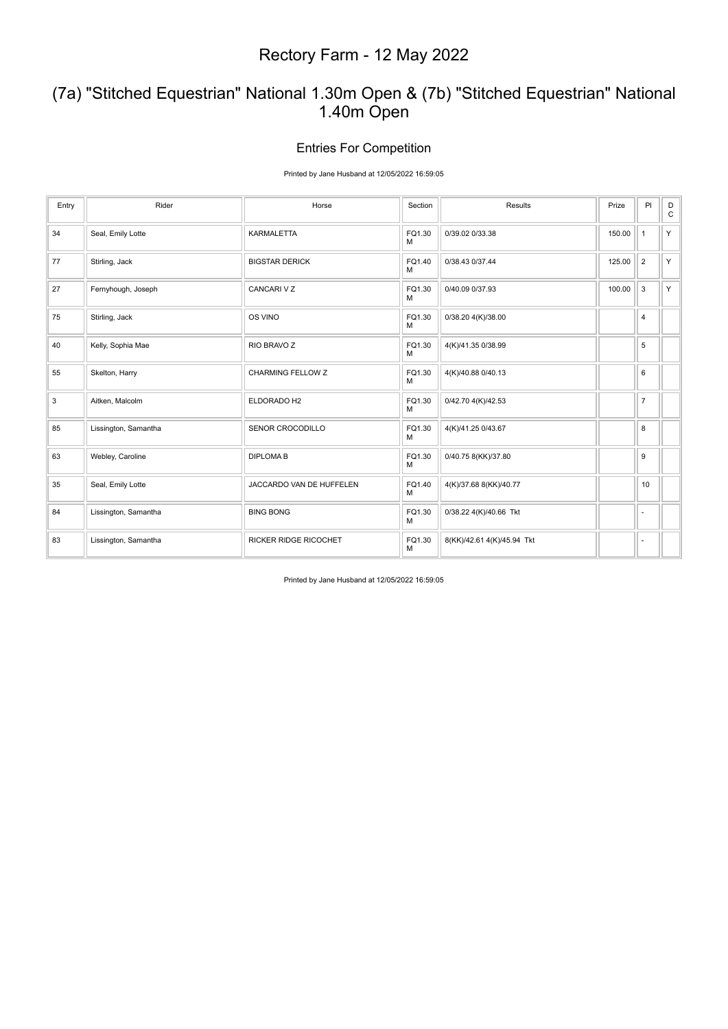# Rectory Farm - 12 May 2022

## (7a) "Stitched Equestrian" National 1.30m Open & (7b) "Stitched Equestrian" National 1.40m Open

### Entries For Competition

Printed by Jane Husband at 12/05/2022 16:59:05

| Entry | Rider | Horse | Section | Results | Prize | Pl | DC |
|---|---|---|---|---|---|---|---|
| 34 | Seal, Emily Lotte | KARMALETTA | FQ1.30M | 0/39.02 0/33.38 | 150.00 | 1 | Y |
| 77 | Stirling, Jack | BIGSTAR DERICK | FQ1.40M | 0/38.43 0/37.44 | 125.00 | 2 | Y |
| 27 | Fernyhough, Joseph | CANCARI V Z | FQ1.30M | 0/40.09 0/37.93 | 100.00 | 3 | Y |
| 75 | Stirling, Jack | OS VINO | FQ1.30M | 0/38.20 4(K)/38.00 | | 4 | |
| 40 | Kelly, Sophia Mae | RIO BRAVO Z | FQ1.30M | 4(K)/41.35 0/38.99 | | 5 | |
| 55 | Skelton, Harry | CHARMING FELLOW Z | FQ1.30M | 4(K)/40.88 0/40.13 | | 6 | |
| 3 | Aitken, Malcolm | ELDORADO H2 | FQ1.30M | 0/42.70 4(K)/42.53 | | 7 | |
| 85 | Lissington, Samantha | SENOR CROCODILLO | FQ1.30M | 4(K)/41.25 0/43.67 | | 8 | |
| 63 | Webley, Caroline | DIPLOMA B | FQ1.30M | 0/40.75 8(KK)/37.80 | | 9 | |
| 35 | Seal, Emily Lotte | JACCARDO VAN DE HUFFELEN | FQ1.40M | 4(K)/37.68 8(KK)/40.77 | | 10 | |
| 84 | Lissington, Samantha | BING BONG | FQ1.30M | 0/38.22 4(K)/40.66 Tkt | | - | |
| 83 | Lissington, Samantha | RICKER RIDGE RICOCHET | FQ1.30M | 8(KK)/42.61 4(K)/45.94 Tkt | | - | |

Printed by Jane Husband at 12/05/2022 16:59:05